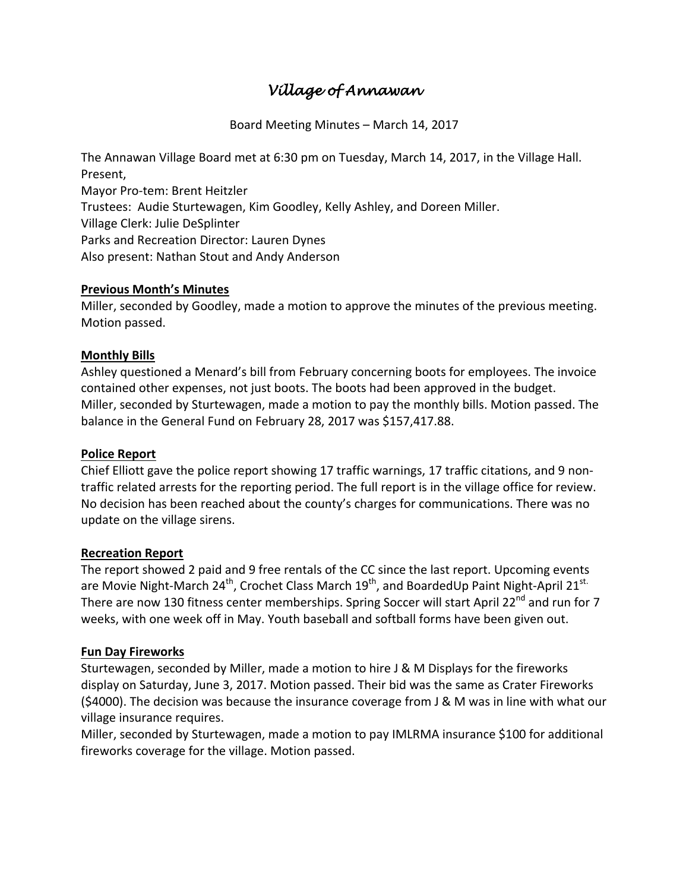# *Village of Annawan*

Board Meeting Minutes – March 14, 2017

The Annawan Village Board met at 6:30 pm on Tuesday, March 14, 2017, in the Village Hall.
Present,
Mayor Pro-tem: Brent Heitzler
Trustees: Audie Sturtewagen, Kim Goodley, Kelly Ashley, and Doreen Miller.
Village Clerk: Julie DeSplinter
Parks and Recreation Director: Lauren Dynes
Also present: Nathan Stout and Andy Anderson

**Previous Month's Minutes**
Miller, seconded by Goodley, made a motion to approve the minutes of the previous meeting. Motion passed.

**Monthly Bills**
Ashley questioned a Menard's bill from February concerning boots for employees. The invoice contained other expenses, not just boots. The boots had been approved in the budget.
Miller, seconded by Sturtewagen, made a motion to pay the monthly bills. Motion passed. The balance in the General Fund on February 28, 2017 was $157,417.88.

**Police Report**
Chief Elliott gave the police report showing 17 traffic warnings, 17 traffic citations, and 9 non-traffic related arrests for the reporting period. The full report is in the village office for review. No decision has been reached about the county's charges for communications. There was no update on the village sirens.

**Recreation Report**
The report showed 2 paid and 9 free rentals of the CC since the last report. Upcoming events are Movie Night-March 24th, Crochet Class March 19th, and BoardedUp Paint Night-April 21st. There are now 130 fitness center memberships. Spring Soccer will start April 22nd and run for 7 weeks, with one week off in May. Youth baseball and softball forms have been given out.

**Fun Day Fireworks**
Sturtewagen, seconded by Miller, made a motion to hire J & M Displays for the fireworks display on Saturday, June 3, 2017. Motion passed. Their bid was the same as Crater Fireworks ($4000). The decision was because the insurance coverage from J & M was in line with what our village insurance requires.
Miller, seconded by Sturtewagen, made a motion to pay IMLRMA insurance $100 for additional fireworks coverage for the village. Motion passed.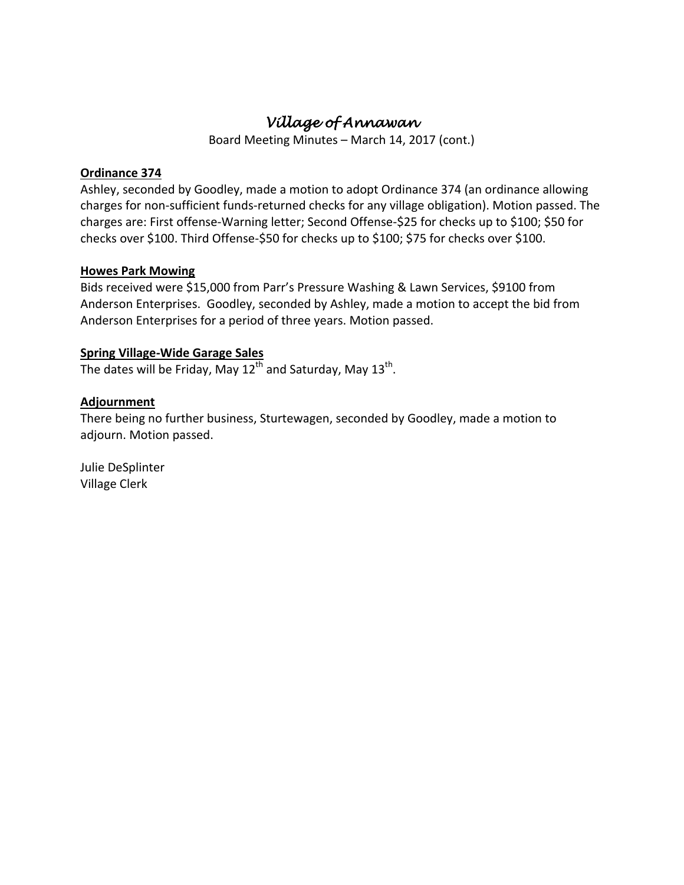*Village of Annawan*

Board Meeting Minutes – March 14, 2017 (cont.)

**Ordinance 374**

Ashley, seconded by Goodley, made a motion to adopt Ordinance 374 (an ordinance allowing charges for non-sufficient funds-returned checks for any village obligation). Motion passed. The charges are: First offense-Warning letter; Second Offense-$25 for checks up to $100; $50 for checks over $100. Third Offense-$50 for checks up to $100; $75 for checks over $100.

**Howes Park Mowing**

Bids received were $15,000 from Parr's Pressure Washing & Lawn Services, $9100 from Anderson Enterprises. Goodley, seconded by Ashley, made a motion to accept the bid from Anderson Enterprises for a period of three years. Motion passed.

**Spring Village-Wide Garage Sales**

The dates will be Friday, May 12th and Saturday, May 13th.

**Adjournment**

There being no further business, Sturtewagen, seconded by Goodley, made a motion to adjourn. Motion passed.

Julie DeSplinter
Village Clerk